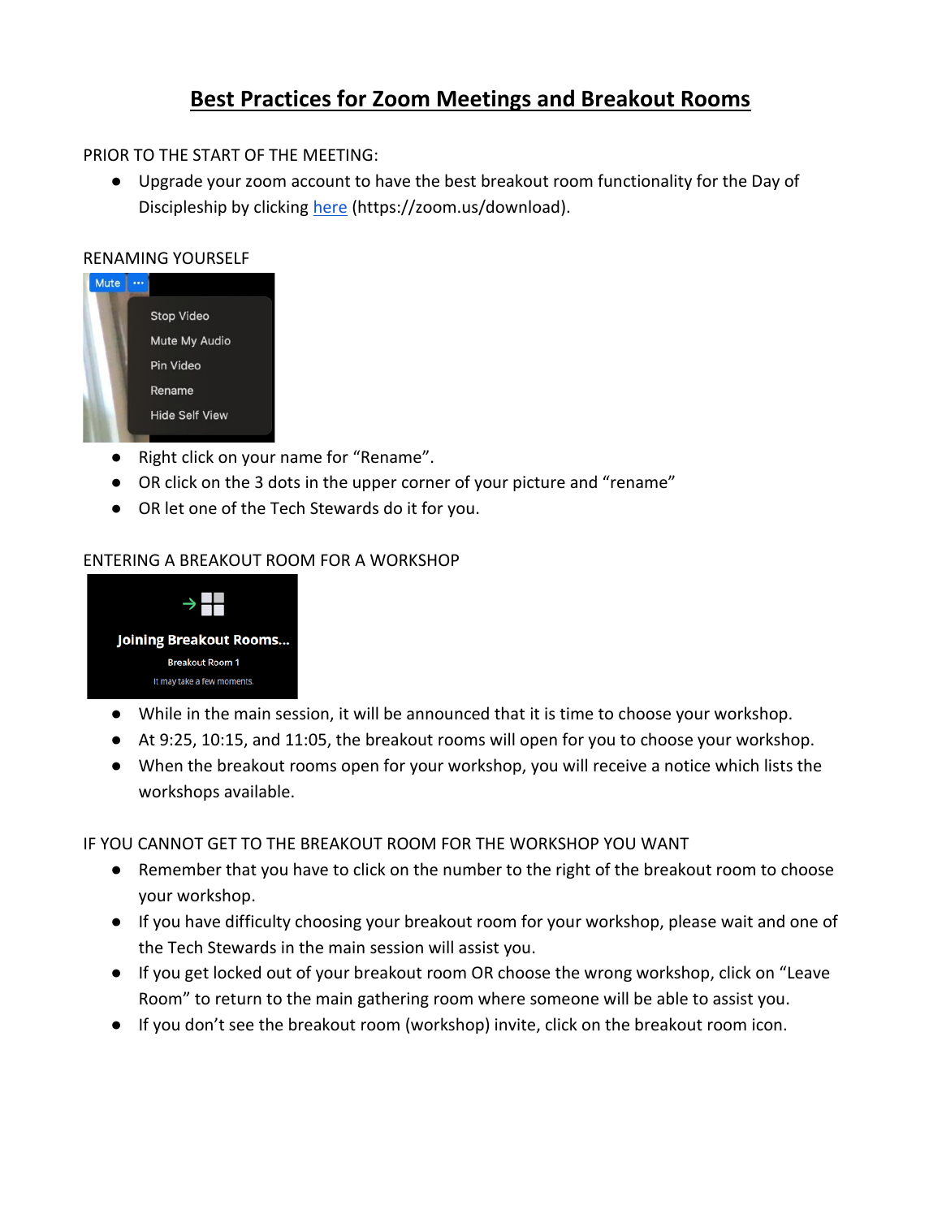# Best Practices for Zoom Meetings and Breakout Rooms

PRIOR TO THE START OF THE MEETING:

- Upgrade your zoom account to have the best breakout room functionality for the Day of Discipleship by clicking [here](https://zoom.us/download) (https://zoom.us/download).

RENAMING YOURSELF

- Right click on your name for "Rename".
- OR click on the 3 dots in the upper corner of your picture and "rename"
- OR let one of the Tech Stewards do it for you.

ENTERING A BREAKOUT ROOM FOR A WORKSHOP

- While in the main session, it will be announced that it is time to choose your workshop.
- At 9:25, 10:15, and 11:05, the breakout rooms will open for you to choose your workshop.
- When the breakout rooms open for your workshop, you will receive a notice which lists the workshops available.

IF YOU CANNOT GET TO THE BREAKOUT ROOM FOR THE WORKSHOP YOU WANT

- Remember that you have to click on the number to the right of the breakout room to choose your workshop.
- If you have difficulty choosing your breakout room for your workshop, please wait and one of the Tech Stewards in the main session will assist you.
- If you get locked out of your breakout room OR choose the wrong workshop, click on "Leave Room" to return to the main gathering room where someone will be able to assist you.
- If you don't see the breakout room (workshop) invite, click on the breakout room icon.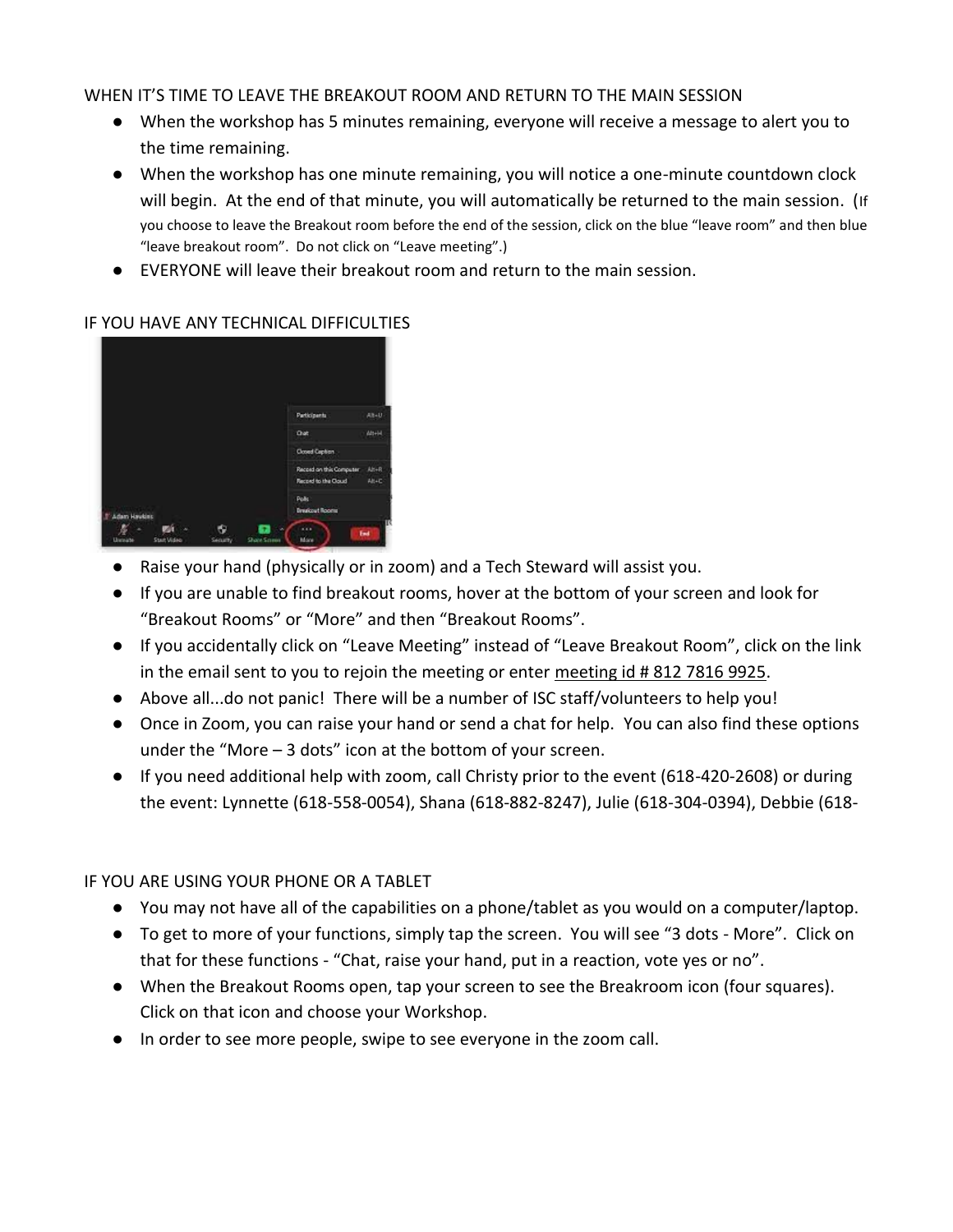WHEN IT'S TIME TO LEAVE THE BREAKOUT ROOM AND RETURN TO THE MAIN SESSION

- When the workshop has 5 minutes remaining, everyone will receive a message to alert you to the time remaining.
- When the workshop has one minute remaining, you will notice a one-minute countdown clock will begin. At the end of that minute, you will automatically be returned to the main session. (If you choose to leave the Breakout room before the end of the session, click on the blue "leave room" and then blue "leave breakout room". Do not click on "Leave meeting".)
- EVERYONE will leave their breakout room and return to the main session.

IF YOU HAVE ANY TECHNICAL DIFFICULTIES

- Raise your hand (physically or in zoom) and a Tech Steward will assist you.
- If you are unable to find breakout rooms, hover at the bottom of your screen and look for "Breakout Rooms" or "More" and then "Breakout Rooms".
- If you accidentally click on "Leave Meeting" instead of "Leave Breakout Room", click on the link in the email sent to you to rejoin the meeting or enter meeting id # 812 7816 9925.
- Above all...do not panic! There will be a number of ISC staff/volunteers to help you!
- Once in Zoom, you can raise your hand or send a chat for help. You can also find these options under the "More – 3 dots" icon at the bottom of your screen.
- If you need additional help with zoom, call Christy prior to the event (618-420-2608) or during the event: Lynnette (618-558-0054), Shana (618-882-8247), Julie (618-304-0394), Debbie (618-

IF YOU ARE USING YOUR PHONE OR A TABLET

- You may not have all of the capabilities on a phone/tablet as you would on a computer/laptop.
- To get to more of your functions, simply tap the screen. You will see "3 dots - More". Click on that for these functions - "Chat, raise your hand, put in a reaction, vote yes or no".
- When the Breakout Rooms open, tap your screen to see the Breakroom icon (four squares). Click on that icon and choose your Workshop.
- In order to see more people, swipe to see everyone in the zoom call.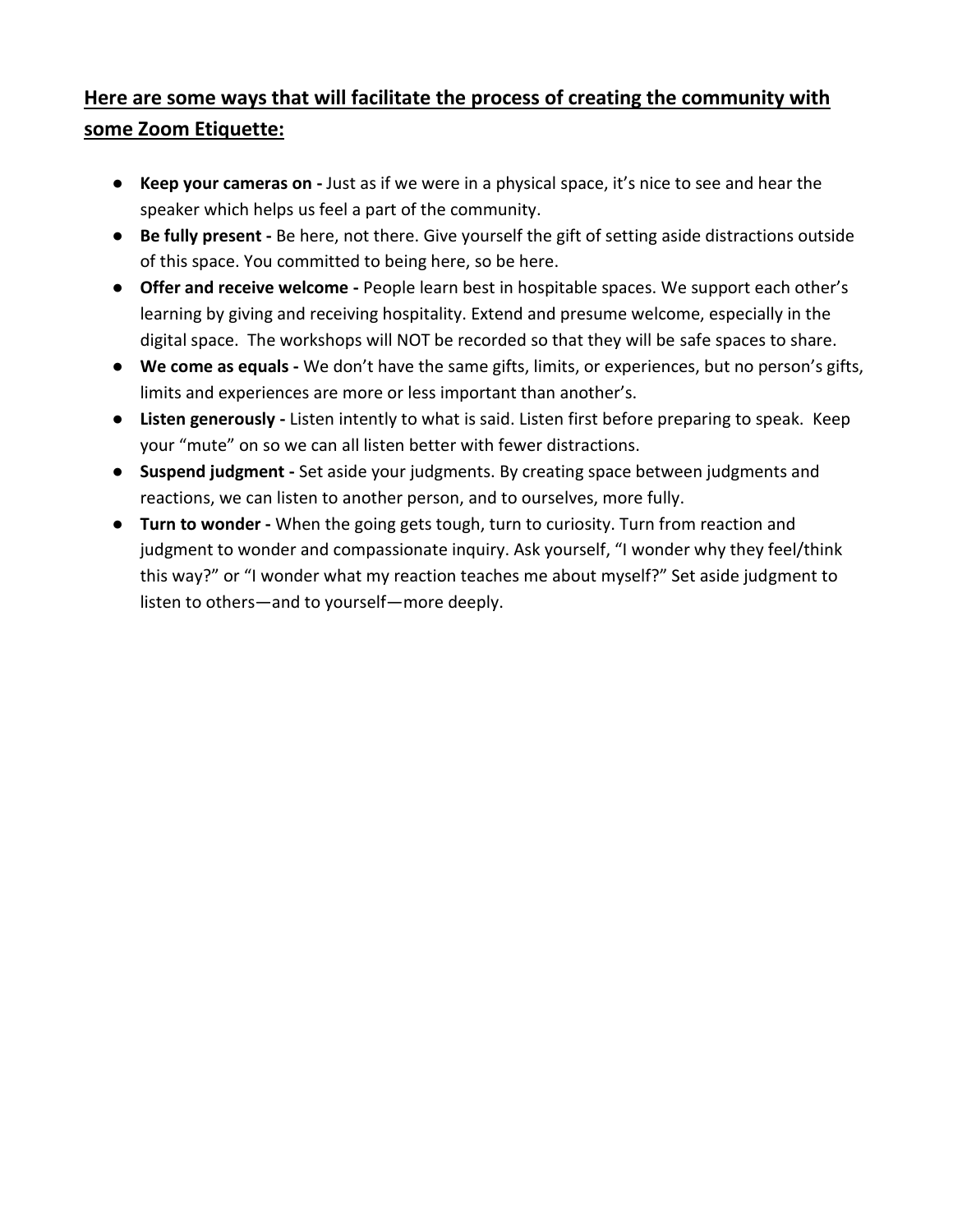**Here are some ways that will facilitate the process of creating the community with some Zoom Etiquette:**

- **Keep your cameras on -** Just as if we were in a physical space, it's nice to see and hear the speaker which helps us feel a part of the community.
- **Be fully present -** Be here, not there. Give yourself the gift of setting aside distractions outside of this space. You committed to being here, so be here.
- **Offer and receive welcome -** People learn best in hospitable spaces. We support each other's learning by giving and receiving hospitality. Extend and presume welcome, especially in the digital space. The workshops will NOT be recorded so that they will be safe spaces to share.
- **We come as equals -** We don't have the same gifts, limits, or experiences, but no person's gifts, limits and experiences are more or less important than another's.
- **Listen generously -** Listen intently to what is said. Listen first before preparing to speak. Keep your "mute" on so we can all listen better with fewer distractions.
- **Suspend judgment -** Set aside your judgments. By creating space between judgments and reactions, we can listen to another person, and to ourselves, more fully.
- **Turn to wonder -** When the going gets tough, turn to curiosity. Turn from reaction and judgment to wonder and compassionate inquiry. Ask yourself, "I wonder why they feel/think this way?" or "I wonder what my reaction teaches me about myself?" Set aside judgment to listen to others—and to yourself—more deeply.